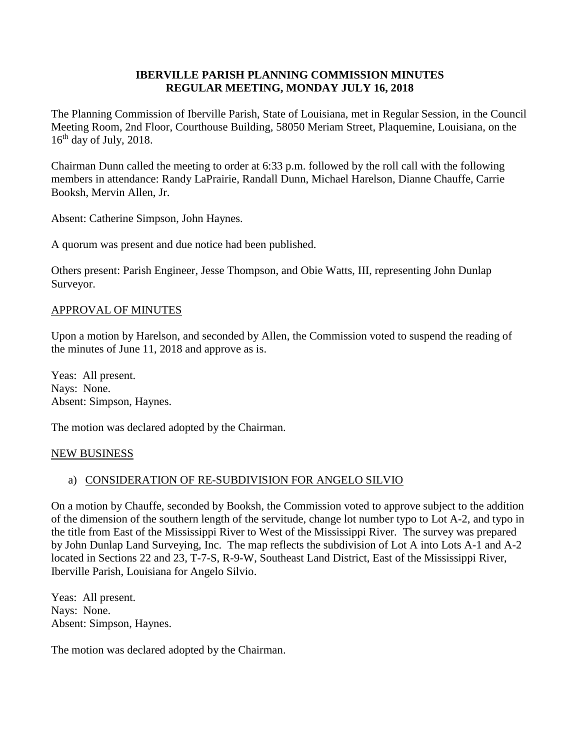**IBERVILLE PARISH PLANNING COMMISSION MINUTES**
**REGULAR MEETING, MONDAY JULY 16, 2018**

The Planning Commission of Iberville Parish, State of Louisiana, met in Regular Session, in the Council Meeting Room, 2nd Floor, Courthouse Building, 58050 Meriam Street, Plaquemine, Louisiana, on the 16th day of July, 2018.

Chairman Dunn called the meeting to order at 6:33 p.m. followed by the roll call with the following members in attendance: Randy LaPrairie, Randall Dunn, Michael Harelson, Dianne Chauffe, Carrie Booksh, Mervin Allen, Jr.

Absent: Catherine Simpson, John Haynes.

A quorum was present and due notice had been published.

Others present: Parish Engineer, Jesse Thompson, and Obie Watts, III, representing John Dunlap Surveyor.

APPROVAL OF MINUTES

Upon a motion by Harelson, and seconded by Allen, the Commission voted to suspend the reading of the minutes of June 11, 2018 and approve as is.

Yeas: All present.
Nays: None.
Absent: Simpson, Haynes.

The motion was declared adopted by the Chairman.

NEW BUSINESS

a) CONSIDERATION OF RE-SUBDIVISION FOR ANGELO SILVIO

On a motion by Chauffe, seconded by Booksh, the Commission voted to approve subject to the addition of the dimension of the southern length of the servitude, change lot number typo to Lot A-2, and typo in the title from East of the Mississippi River to West of the Mississippi River. The survey was prepared by John Dunlap Land Surveying, Inc. The map reflects the subdivision of Lot A into Lots A-1 and A-2 located in Sections 22 and 23, T-7-S, R-9-W, Southeast Land District, East of the Mississippi River, Iberville Parish, Louisiana for Angelo Silvio.

Yeas: All present.
Nays: None.
Absent: Simpson, Haynes.

The motion was declared adopted by the Chairman.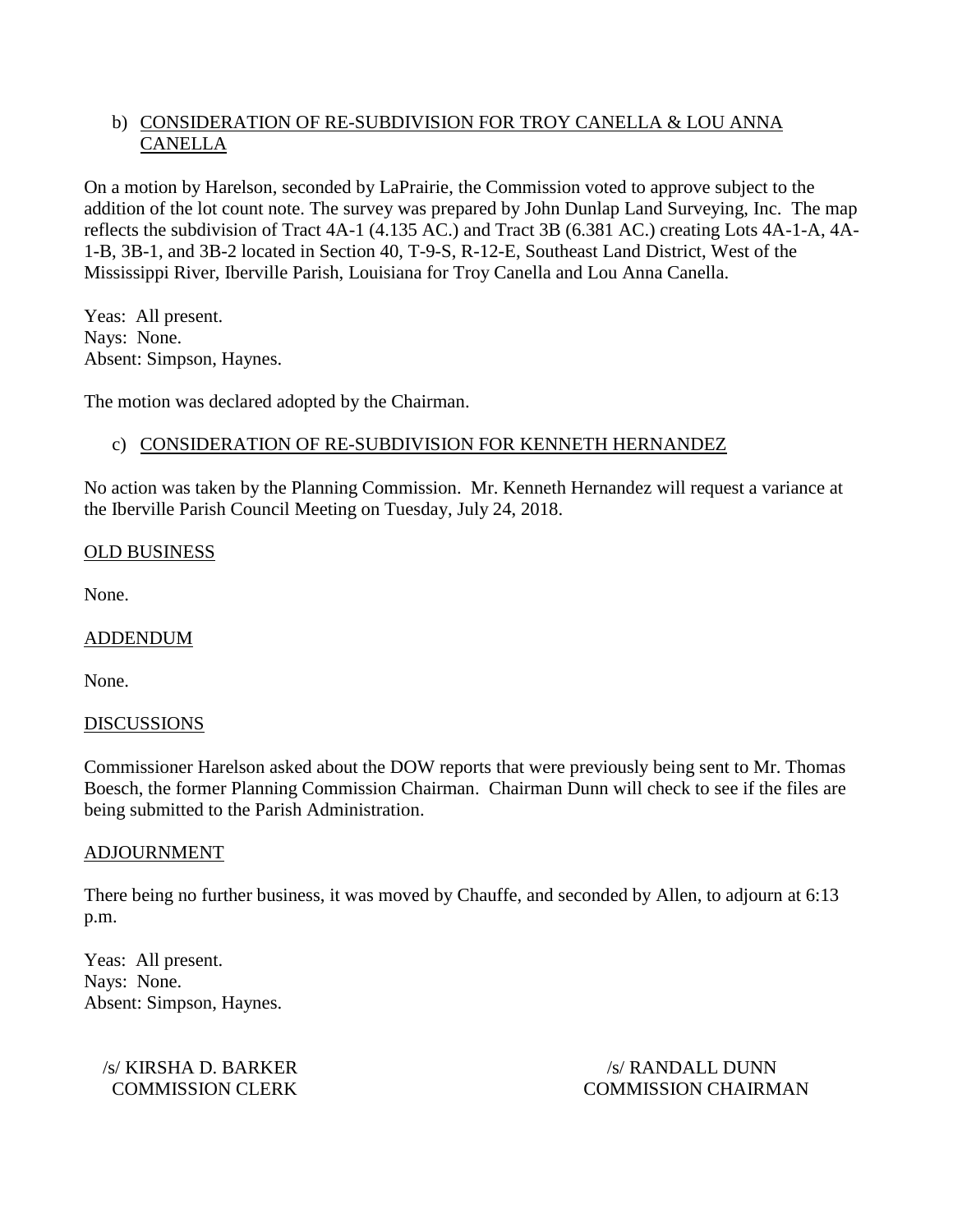b) <u>CONSIDERATION OF RE-SUBDIVISION FOR TROY CANELLA & LOU ANNA CANELLA</u>

On a motion by Harelson, seconded by LaPrairie, the Commission voted to approve subject to the addition of the lot count note. The survey was prepared by John Dunlap Land Surveying, Inc. The map reflects the subdivision of Tract 4A-1 (4.135 AC.) and Tract 3B (6.381 AC.) creating Lots 4A-1-A, 4A-1-B, 3B-1, and 3B-2 located in Section 40, T-9-S, R-12-E, Southeast Land District, West of the Mississippi River, Iberville Parish, Louisiana for Troy Canella and Lou Anna Canella.

Yeas: All present.
Nays: None.
Absent: Simpson, Haynes.

The motion was declared adopted by the Chairman.

c) <u>CONSIDERATION OF RE-SUBDIVISION FOR KENNETH HERNANDEZ</u>

No action was taken by the Planning Commission. Mr. Kenneth Hernandez will request a variance at the Iberville Parish Council Meeting on Tuesday, July 24, 2018.

<u>OLD BUSINESS</u>

None.

<u>ADDENDUM</u>

None.

<u>DISCUSSIONS</u>

Commissioner Harelson asked about the DOW reports that were previously being sent to Mr. Thomas Boesch, the former Planning Commission Chairman. Chairman Dunn will check to see if the files are being submitted to the Parish Administration.

<u>ADJOURNMENT</u>

There being no further business, it was moved by Chauffe, and seconded by Allen, to adjourn at 6:13 p.m.

Yeas: All present.
Nays: None.
Absent: Simpson, Haynes.

/s/ KIRSHA D. BARKER
COMMISSION CLERK

/s/ RANDALL DUNN
COMMISSION CHAIRMAN